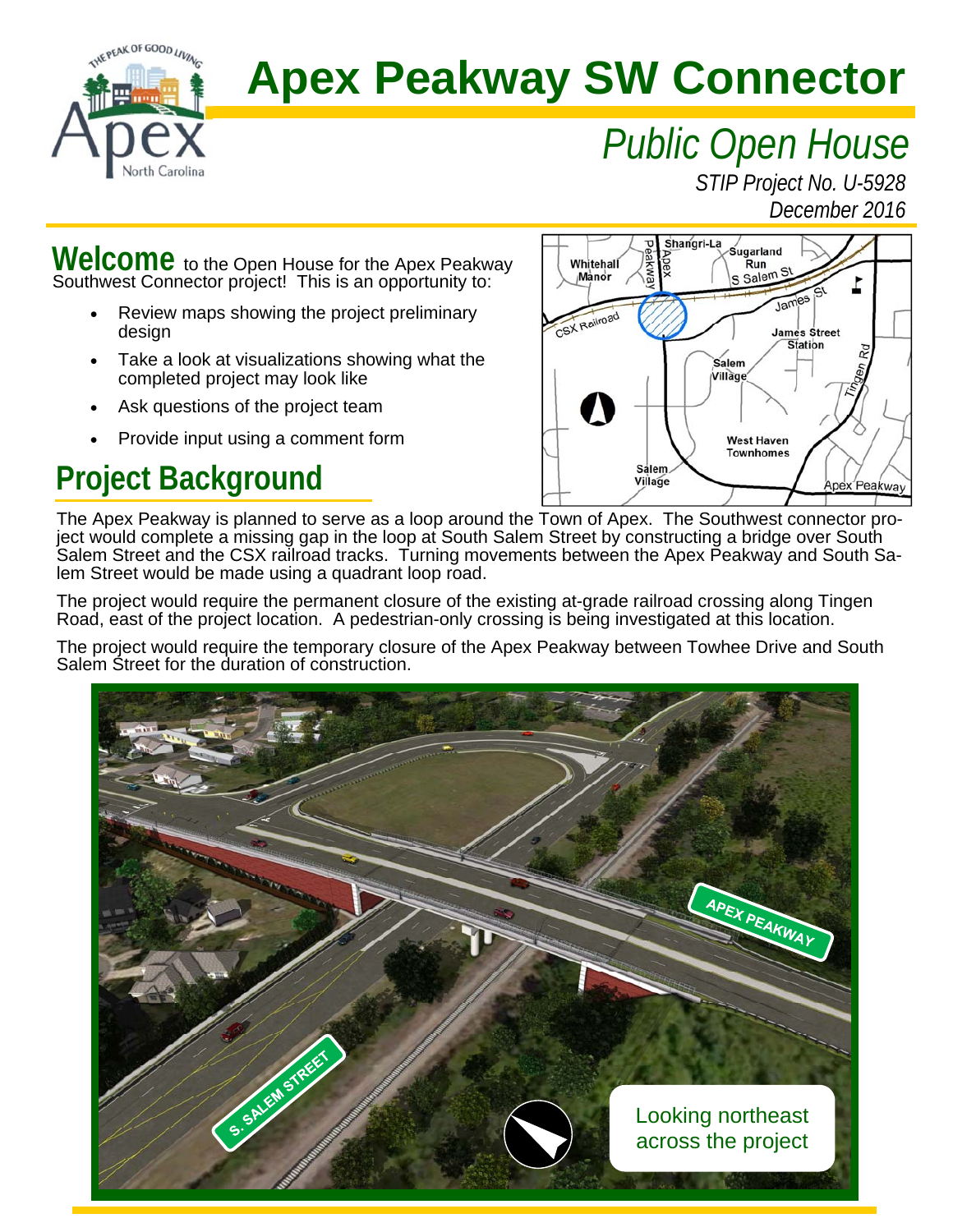# Apex Peakway SW Connector

## *Public Open House*

*STIP Project No. U-5928*
*December 2016*

**Welcome** to the Open House for the Apex Peakway Southwest Connector project! This is an opportunity to:

- Review maps showing the project preliminary design
- Take a look at visualizations showing what the completed project may look like
- Ask questions of the project team
- Provide input using a comment form

## Project Background

The Apex Peakway is planned to serve as a loop around the Town of Apex. The Southwest connector project would complete a missing gap in the loop at South Salem Street by constructing a bridge over South Salem Street and the CSX railroad tracks. Turning movements between the Apex Peakway and South Salem Street would be made using a quadrant loop road.

The project would require the permanent closure of the existing at-grade railroad crossing along Tingen Road, east of the project location. A pedestrian-only crossing is being investigated at this location.

The project would require the temporary closure of the Apex Peakway between Towhee Drive and South Salem Street for the duration of construction.

Looking northeast across the project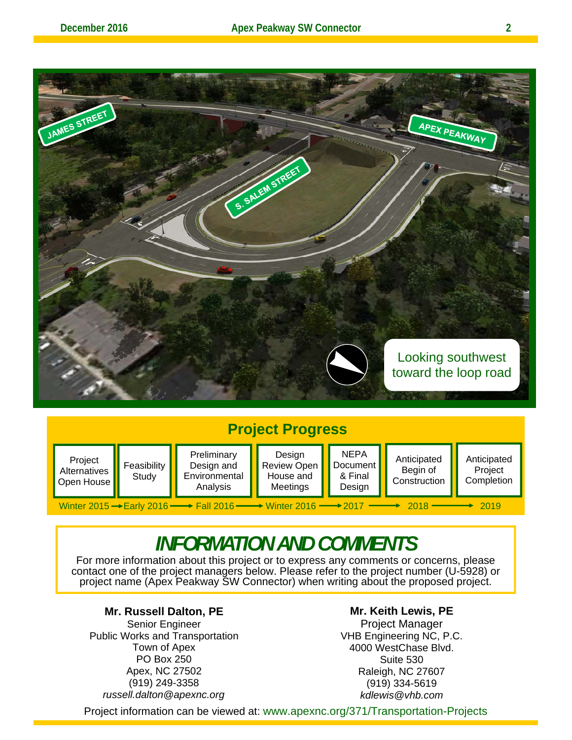Looking southwest toward the loop road

## Project Progress

| Project Alternatives Open House | Feasibility Study | Preliminary Design and Environmental Analysis | Design Review Open House and Meetings | NEPA Document & Final Design | Anticipated Begin of Construction | Anticipated Project Completion |
|---|---|---|---|---|---|---|
| Winter 2015 | Early 2016 | Fall 2016 | Winter 2016 | 2017 | 2018 | 2019 |

## INFORMATION AND COMMENTS

For more information about this project or to express any comments or concerns, please contact one of the project managers below. Please refer to the project number (U-5928) or project name (Apex Peakway SW Connector) when writing about the proposed project.

**Mr. Russell Dalton, PE**
Senior Engineer
Public Works and Transportation
Town of Apex
PO Box 250
Apex, NC 27502
(919) 249-3358
*russell.dalton@apexnc.org*

**Mr. Keith Lewis, PE**
Project Manager
VHB Engineering NC, P.C.
4000 WestChase Blvd.
Suite 530
Raleigh, NC 27607
(919) 334-5619
*kdlewis@vhb.com*

Project information can be viewed at: www.apexnc.org/371/Transportation-Projects